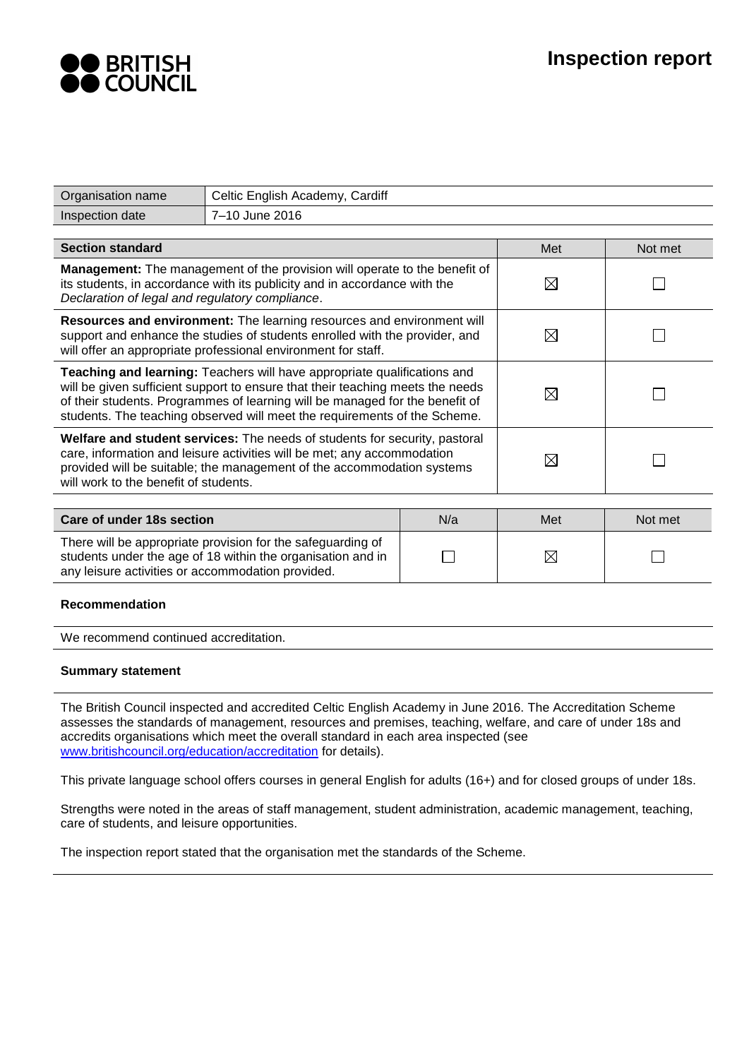BRITISH COUNCIL

# Inspection report

| Organisation name | Celtic English Academy, Cardiff |
|---|---|
| Inspection date | 7–10 June 2016 |

| Section standard | Met | Not met |
|---|---|---|
| **Management:** The management of the provision will operate to the benefit of its students, in accordance with its publicity and in accordance with the *Declaration of legal and regulatory compliance*. | ☒ | ☐ |
| **Resources and environment:** The learning resources and environment will support and enhance the studies of students enrolled with the provider, and will offer an appropriate professional environment for staff. | ☒ | ☐ |
| **Teaching and learning:** Teachers will have appropriate qualifications and will be given sufficient support to ensure that their teaching meets the needs of their students. Programmes of learning will be managed for the benefit of students. The teaching observed will meet the requirements of the Scheme. | ☒ | ☐ |
| **Welfare and student services:** The needs of students for security, pastoral care, information and leisure activities will be met; any accommodation provided will be suitable; the management of the accommodation systems will work to the benefit of students. | ☒ | ☐ |

| Care of under 18s section | N/a | Met | Not met |
|---|---|---|---|
| There will be appropriate provision for the safeguarding of students under the age of 18 within the organisation and in any leisure activities or accommodation provided. | ☐ | ☒ | ☐ |

**Recommendation**

We recommend continued accreditation.

**Summary statement**

The British Council inspected and accredited Celtic English Academy in June 2016. The Accreditation Scheme assesses the standards of management, resources and premises, teaching, welfare, and care of under 18s and accredits organisations which meet the overall standard in each area inspected (see www.britishcouncil.org/education/accreditation for details).

This private language school offers courses in general English for adults (16+) and for closed groups of under 18s.

Strengths were noted in the areas of staff management, student administration, academic management, teaching, care of students, and leisure opportunities.

The inspection report stated that the organisation met the standards of the Scheme.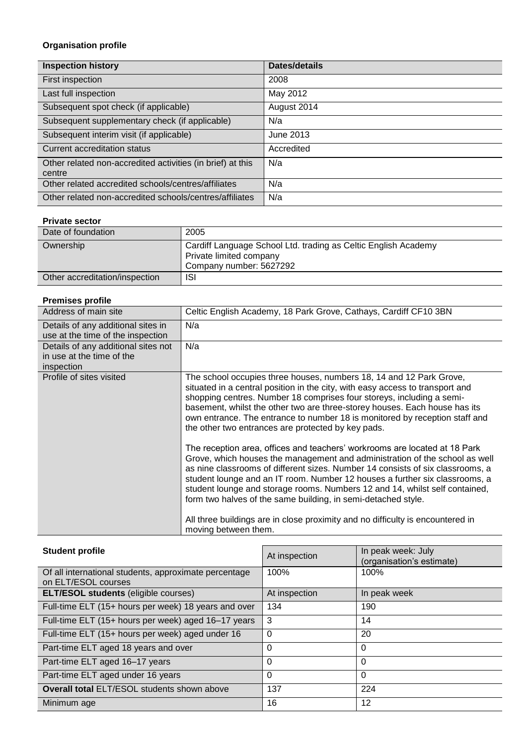**Organisation profile**

| Inspection history | Dates/details |
|---|---|
| First inspection | 2008 |
| Last full inspection | May 2012 |
| Subsequent spot check (if applicable) | August 2014 |
| Subsequent supplementary check (if applicable) | N/a |
| Subsequent interim visit (if applicable) | June 2013 |
| Current accreditation status | Accredited |
| Other related non-accredited activities (in brief) at this centre | N/a |
| Other related accredited schools/centres/affiliates | N/a |
| Other related non-accredited schools/centres/affiliates | N/a |

**Private sector**

| | |
|---|---|
| Date of foundation | 2005 |
| Ownership | Cardiff Language School Ltd. trading as Celtic English Academy<br>Private limited company<br>Company number: 5627292 |
| Other accreditation/inspection | ISI |

**Premises profile**

| | |
|---|---|
| Address of main site | Celtic English Academy, 18 Park Grove, Cathays, Cardiff CF10 3BN |
| Details of any additional sites in use at the time of the inspection | N/a |
| Details of any additional sites not in use at the time of the inspection | N/a |
| Profile of sites visited | The school occupies three houses, numbers 18, 14 and 12 Park Grove, situated in a central position in the city, with easy access to transport and shopping centres. Number 18 comprises four storeys, including a semi-basement, whilst the other two are three-storey houses. Each house has its own entrance. The entrance to number 18 is monitored by reception staff and the other two entrances are protected by key pads.<br><br>The reception area, offices and teachers' workrooms are located at 18 Park Grove, which houses the management and administration of the school as well as nine classrooms of different sizes. Number 14 consists of six classrooms, a student lounge and an IT room. Number 12 houses a further six classrooms, a student lounge and storage rooms. Numbers 12 and 14, whilst self contained, form two halves of the same building, in semi-detached style.<br><br>All three buildings are in close proximity and no difficulty is encountered in moving between them. |

| **Student profile** | At inspection | In peak week: July (organisation's estimate) |
|---|---|---|
| Of all international students, approximate percentage on ELT/ESOL courses | 100% | 100% |
| **ELT/ESOL students** (eligible courses) | At inspection | In peak week |
| Full-time ELT (15+ hours per week) 18 years and over | 134 | 190 |
| Full-time ELT (15+ hours per week) aged 16–17 years | 3 | 14 |
| Full-time ELT (15+ hours per week) aged under 16 | 0 | 20 |
| Part-time ELT aged 18 years and over | 0 | 0 |
| Part-time ELT aged 16–17 years | 0 | 0 |
| Part-time ELT aged under 16 years | 0 | 0 |
| **Overall total** ELT/ESOL students shown above | 137 | 224 |
| Minimum age | 16 | 12 |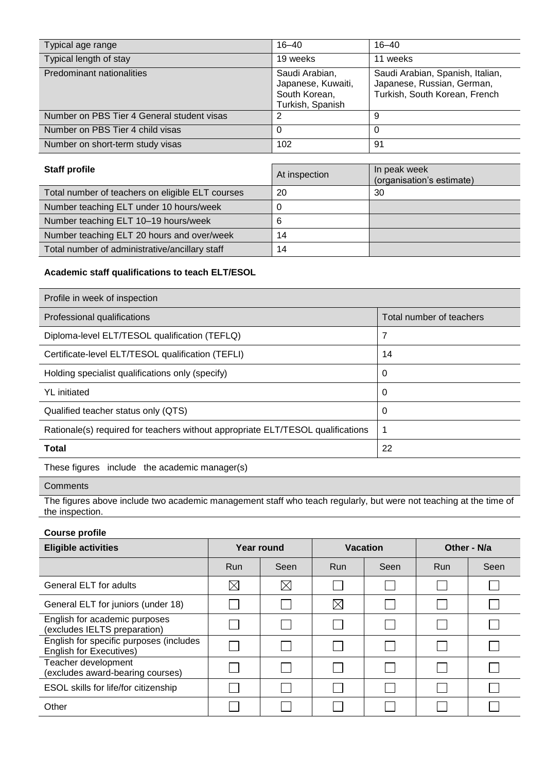| Typical age range | 16–40 | 16–40 |
|---|---|---|
| Typical length of stay | 19 weeks | 11 weeks |
| Predominant nationalities | Saudi Arabian, Japanese, Kuwaiti, South Korean, Turkish, Spanish | Saudi Arabian, Spanish, Italian, Japanese, Russian, German, Turkish, South Korean, French |
| Number on PBS Tier 4 General student visas | 2 | 9 |
| Number on PBS Tier 4 child visas | 0 | 0 |
| Number on short-term study visas | 102 | 91 |

| **Staff profile** | At inspection | In peak week (organisation's estimate) |
|---|---|---|
| Total number of teachers on eligible ELT courses | 20 | 30 |
| Number teaching ELT under 10 hours/week | 0 | |
| Number teaching ELT 10–19 hours/week | 6 | |
| Number teaching ELT 20 hours and over/week | 14 | |
| Total number of administrative/ancillary staff | 14 | |

**Academic staff qualifications to teach ELT/ESOL**

| Profile in week of inspection | |
|---|---|
| Professional qualifications | Total number of teachers |
| Diploma-level ELT/TESOL qualification (TEFLQ) | 7 |
| Certificate-level ELT/TESOL qualification (TEFLI) | 14 |
| Holding specialist qualifications only (specify) | 0 |
| YL initiated | 0 |
| Qualified teacher status only (QTS) | 0 |
| Rationale(s) required for teachers without appropriate ELT/TESOL qualifications | 1 |
| **Total** | 22 |

These figures include the academic manager(s)

Comments

The figures above include two academic management staff who teach regularly, but were not teaching at the time of the inspection.

**Course profile**

| **Eligible activities** | **Year round** | | **Vacation** | | **Other - N/a** | |
|---|---|---|---|---|---|---|
| | Run | Seen | Run | Seen | Run | Seen |
| General ELT for adults | ☒ | ☒ | ☐ | ☐ | ☐ | ☐ |
| General ELT for juniors (under 18) | ☐ | ☐ | ☒ | ☐ | ☐ | ☐ |
| English for academic purposes (excludes IELTS preparation) | ☐ | ☐ | ☐ | ☐ | ☐ | ☐ |
| English for specific purposes (includes English for Executives) | ☐ | ☐ | ☐ | ☐ | ☐ | ☐ |
| Teacher development (excludes award-bearing courses) | ☐ | ☐ | ☐ | ☐ | ☐ | ☐ |
| ESOL skills for life/for citizenship | ☐ | ☐ | ☐ | ☐ | ☐ | ☐ |
| Other | ☐ | ☐ | ☐ | ☐ | ☐ | ☐ |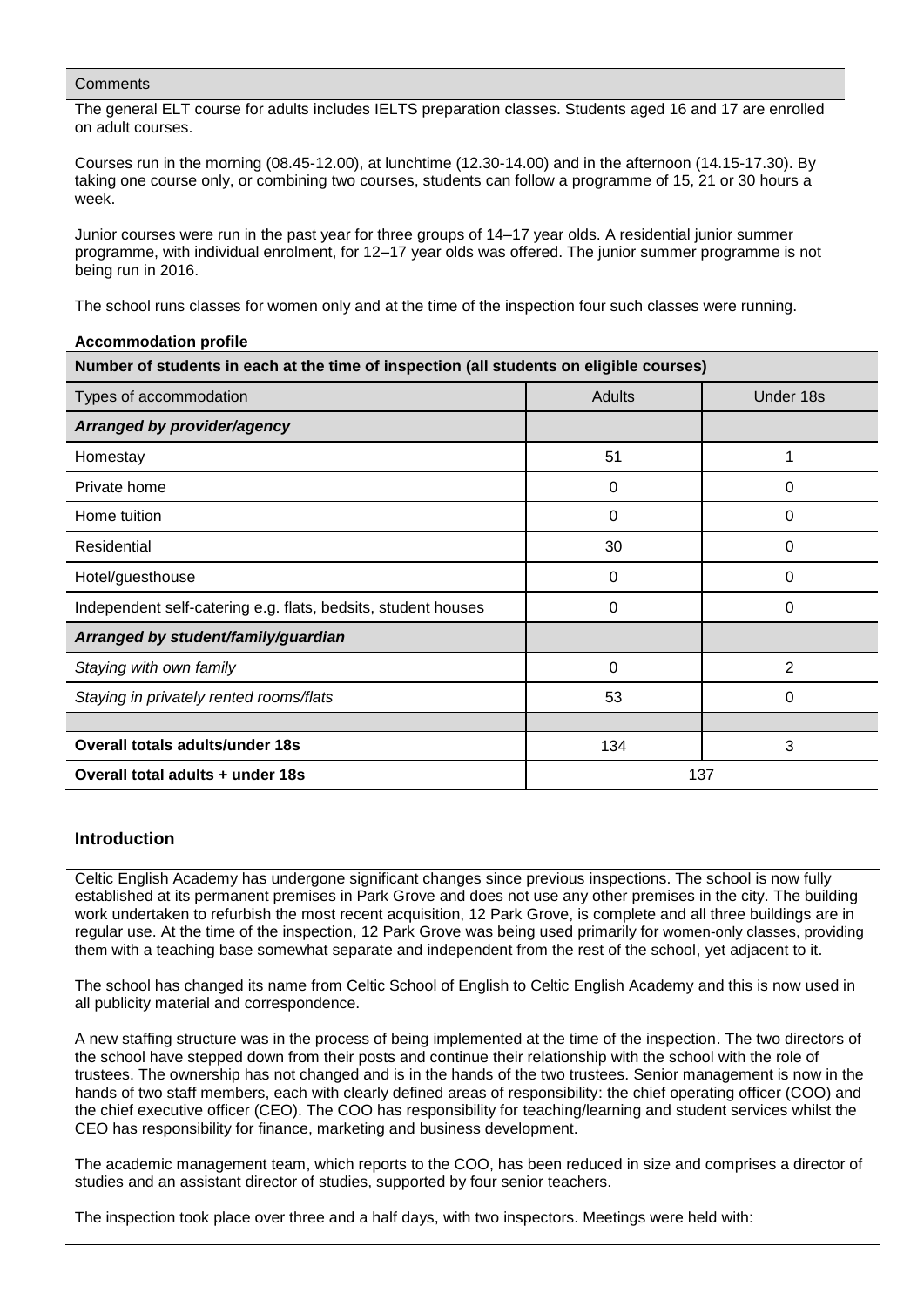Comments

The general ELT course for adults includes IELTS preparation classes. Students aged 16 and 17 are enrolled on adult courses.

Courses run in the morning (08.45-12.00), at lunchtime (12.30-14.00) and in the afternoon (14.15-17.30). By taking one course only, or combining two courses, students can follow a programme of 15, 21 or 30 hours a week.

Junior courses were run in the past year for three groups of 14–17 year olds. A residential junior summer programme, with individual enrolment, for 12–17 year olds was offered. The junior summer programme is not being run in 2016.

The school runs classes for women only and at the time of the inspection four such classes were running.

**Accommodation profile**

**Number of students in each at the time of inspection (all students on eligible courses)**

| Types of accommodation | Adults | Under 18s |
|---|---|---|
| ***Arranged by provider/agency*** | | |
| Homestay | 51 | 1 |
| Private home | 0 | 0 |
| Home tuition | 0 | 0 |
| Residential | 30 | 0 |
| Hotel/guesthouse | 0 | 0 |
| Independent self-catering e.g. flats, bedsits, student houses | 0 | 0 |
| ***Arranged by student/family/guardian*** | | |
| *Staying with own family* | 0 | 2 |
| *Staying in privately rented rooms/flats* | 53 | 0 |
| | | |
| **Overall totals adults/under 18s** | 134 | 3 |
| **Overall total adults + under 18s** | 137 | |

## Introduction

Celtic English Academy has undergone significant changes since previous inspections. The school is now fully established at its permanent premises in Park Grove and does not use any other premises in the city. The building work undertaken to refurbish the most recent acquisition, 12 Park Grove, is complete and all three buildings are in regular use. At the time of the inspection, 12 Park Grove was being used primarily for women-only classes, providing them with a teaching base somewhat separate and independent from the rest of the school, yet adjacent to it.

The school has changed its name from Celtic School of English to Celtic English Academy and this is now used in all publicity material and correspondence.

A new staffing structure was in the process of being implemented at the time of the inspection. The two directors of the school have stepped down from their posts and continue their relationship with the school with the role of trustees. The ownership has not changed and is in the hands of the two trustees. Senior management is now in the hands of two staff members, each with clearly defined areas of responsibility: the chief operating officer (COO) and the chief executive officer (CEO). The COO has responsibility for teaching/learning and student services whilst the CEO has responsibility for finance, marketing and business development.

The academic management team, which reports to the COO, has been reduced in size and comprises a director of studies and an assistant director of studies, supported by four senior teachers.

The inspection took place over three and a half days, with two inspectors. Meetings were held with: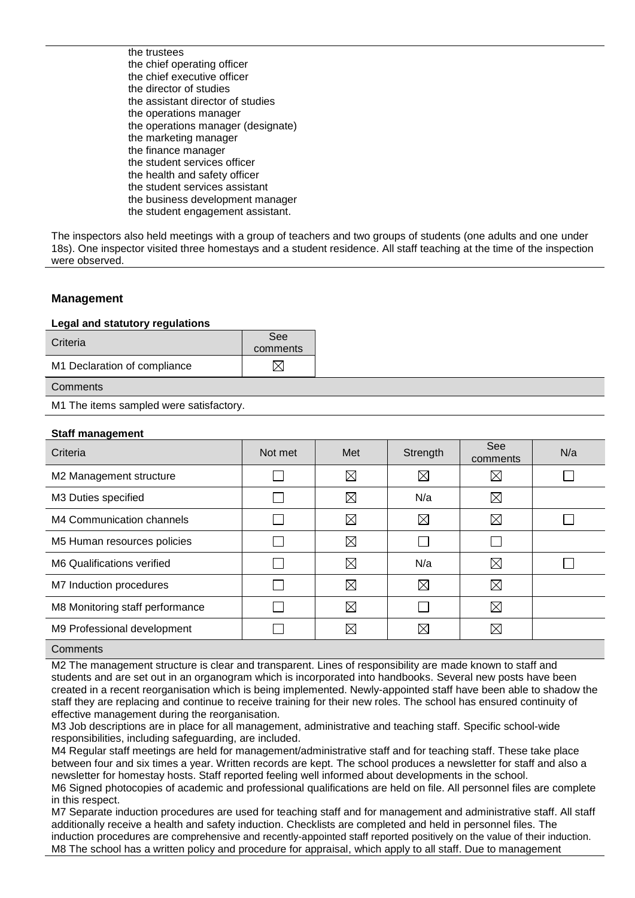the trustees
the chief operating officer
the chief executive officer
the director of studies
the assistant director of studies
the operations manager
the operations manager (designate)
the marketing manager
the finance manager
the student services officer
the health and safety officer
the student services assistant
the business development manager
the student engagement assistant.

The inspectors also held meetings with a group of teachers and two groups of students (one adults and one under 18s). One inspector visited three homestays and a student residence. All staff teaching at the time of the inspection were observed.

## Management

### Legal and statutory regulations

| Criteria | See comments |
|---|---|
| M1 Declaration of compliance | ☒ |

**Comments**

M1 The items sampled were satisfactory.

### Staff management

| Criteria | Not met | Met | Strength | See comments | N/a |
|---|---|---|---|---|---|
| M2 Management structure | ☐ | ☒ | ☒ | ☒ | ☐ |
| M3 Duties specified | ☐ | ☒ | N/a | ☒ | |
| M4 Communication channels | ☐ | ☒ | ☒ | ☒ | ☐ |
| M5 Human resources policies | ☐ | ☒ | ☐ | ☐ | |
| M6 Qualifications verified | ☐ | ☒ | N/a | ☒ | ☐ |
| M7 Induction procedures | ☐ | ☒ | ☒ | ☒ | |
| M8 Monitoring staff performance | ☐ | ☒ | ☐ | ☒ | |
| M9 Professional development | ☐ | ☒ | ☒ | ☒ | |

**Comments**

M2 The management structure is clear and transparent. Lines of responsibility are made known to staff and students and are set out in an organogram which is incorporated into handbooks. Several new posts have been created in a recent reorganisation which is being implemented. Newly-appointed staff have been able to shadow the staff they are replacing and continue to receive training for their new roles. The school has ensured continuity of effective management during the reorganisation.
M3 Job descriptions are in place for all management, administrative and teaching staff. Specific school-wide responsibilities, including safeguarding, are included.
M4 Regular staff meetings are held for management/administrative staff and for teaching staff. These take place between four and six times a year. Written records are kept. The school produces a newsletter for staff and also a newsletter for homestay hosts. Staff reported feeling well informed about developments in the school.
M6 Signed photocopies of academic and professional qualifications are held on file. All personnel files are complete in this respect.
M7 Separate induction procedures are used for teaching staff and for management and administrative staff. All staff additionally receive a health and safety induction. Checklists are completed and held in personnel files. The induction procedures are comprehensive and recently-appointed staff reported positively on the value of their induction.
M8 The school has a written policy and procedure for appraisal, which apply to all staff. Due to management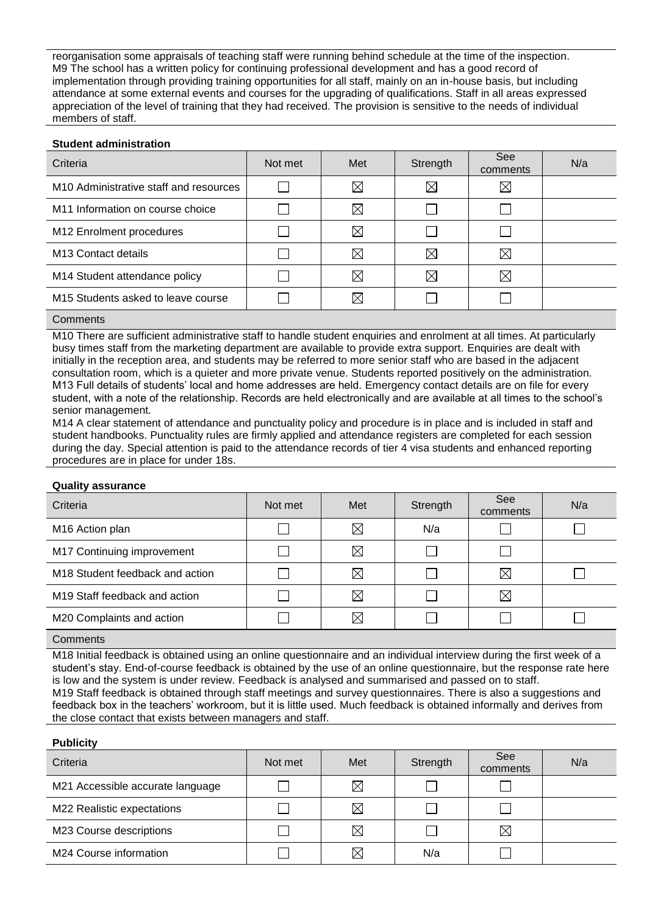reorganisation some appraisals of teaching staff were running behind schedule at the time of the inspection.
M9 The school has a written policy for continuing professional development and has a good record of implementation through providing training opportunities for all staff, mainly on an in-house basis, but including attendance at some external events and courses for the upgrading of qualifications. Staff in all areas expressed appreciation of the level of training that they had received. The provision is sensitive to the needs of individual members of staff.

**Student administration**

| Criteria | Not met | Met | Strength | See comments | N/a |
|---|---|---|---|---|---|
| M10 Administrative staff and resources | ☐ | ☒ | ☒ | ☒ | |
| M11 Information on course choice | ☐ | ☒ | ☐ | ☐ | |
| M12 Enrolment procedures | ☐ | ☒ | ☐ | ☐ | |
| M13 Contact details | ☐ | ☒ | ☒ | ☒ | |
| M14 Student attendance policy | ☐ | ☒ | ☒ | ☒ | |
| M15 Students asked to leave course | ☐ | ☒ | ☐ | ☐ | |

Comments

M10 There are sufficient administrative staff to handle student enquiries and enrolment at all times. At particularly busy times staff from the marketing department are available to provide extra support. Enquiries are dealt with initially in the reception area, and students may be referred to more senior staff who are based in the adjacent consultation room, which is a quieter and more private venue. Students reported positively on the administration.
M13 Full details of students' local and home addresses are held. Emergency contact details are on file for every student, with a note of the relationship. Records are held electronically and are available at all times to the school's senior management.
M14 A clear statement of attendance and punctuality policy and procedure is in place and is included in staff and student handbooks. Punctuality rules are firmly applied and attendance registers are completed for each session during the day. Special attention is paid to the attendance records of tier 4 visa students and enhanced reporting procedures are in place for under 18s.

**Quality assurance**

| Criteria | Not met | Met | Strength | See comments | N/a |
|---|---|---|---|---|---|
| M16 Action plan | ☐ | ☒ | N/a | ☐ | ☐ |
| M17 Continuing improvement | ☐ | ☒ | ☐ | ☐ | |
| M18 Student feedback and action | ☐ | ☒ | ☐ | ☒ | ☐ |
| M19 Staff feedback and action | ☐ | ☒ | ☐ | ☒ | |
| M20 Complaints and action | ☐ | ☒ | ☐ | ☐ | ☐ |

Comments

M18 Initial feedback is obtained using an online questionnaire and an individual interview during the first week of a student's stay. End-of-course feedback is obtained by the use of an online questionnaire, but the response rate here is low and the system is under review. Feedback is analysed and summarised and passed on to staff.
M19 Staff feedback is obtained through staff meetings and survey questionnaires. There is also a suggestions and feedback box in the teachers' workroom, but it is little used. Much feedback is obtained informally and derives from the close contact that exists between managers and staff.

**Publicity**

| Criteria | Not met | Met | Strength | See comments | N/a |
|---|---|---|---|---|---|
| M21 Accessible accurate language | ☐ | ☒ | ☐ | ☐ | |
| M22 Realistic expectations | ☐ | ☒ | ☐ | ☐ | |
| M23 Course descriptions | ☐ | ☒ | ☐ | ☒ | |
| M24 Course information | ☐ | ☒ | N/a | ☐ | |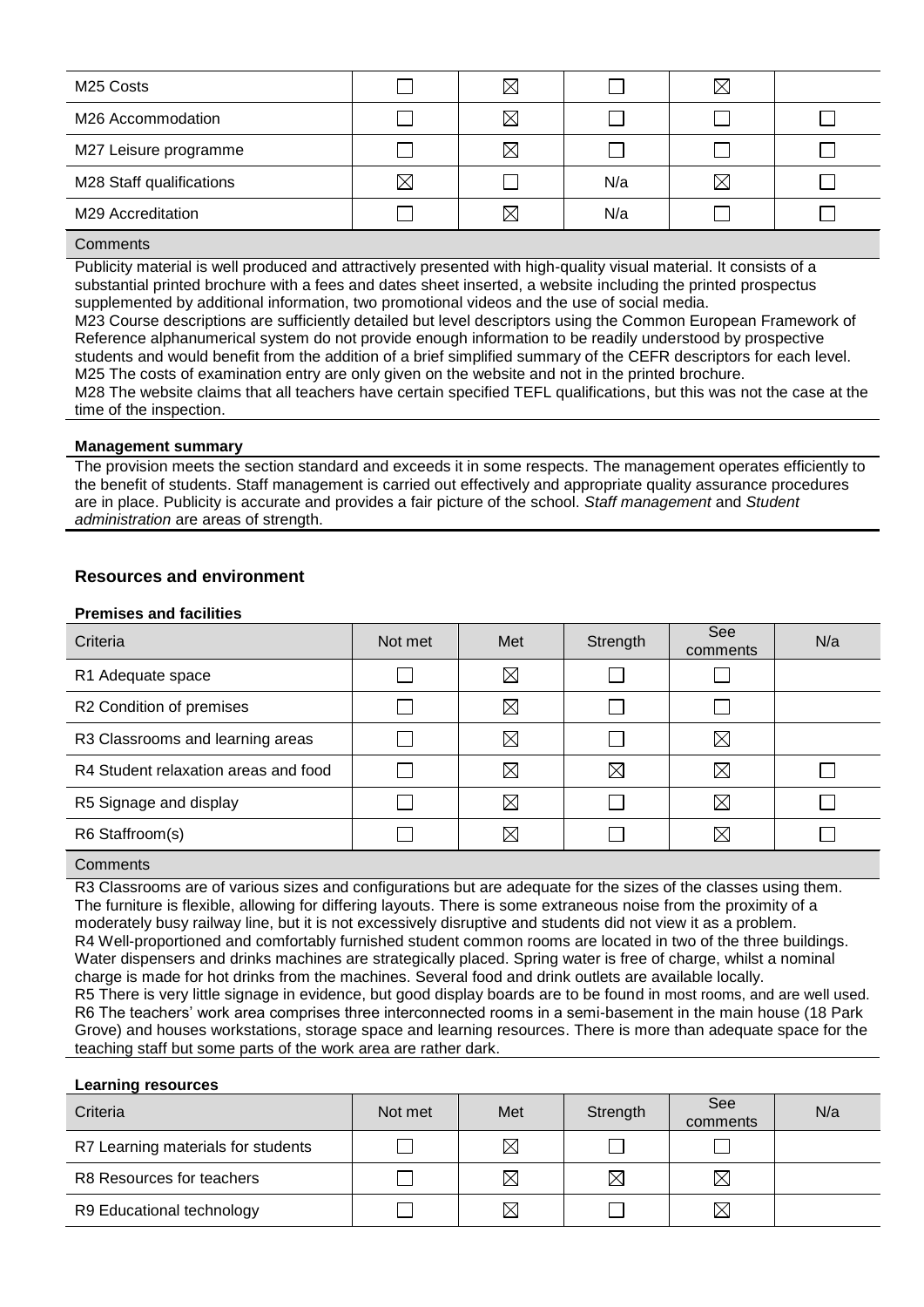| M25 Costs | ☐ | ☒ | ☐ | ☒ | |
|---|---|---|---|---|---|
| M26 Accommodation | ☐ | ☒ | ☐ | ☐ | ☐ |
| M27 Leisure programme | ☐ | ☒ | ☐ | ☐ | ☐ |
| M28 Staff qualifications | ☒ | ☐ | N/a | ☒ | ☐ |
| M29 Accreditation | ☐ | ☒ | N/a | ☐ | ☐ |

**Comments**

Publicity material is well produced and attractively presented with high-quality visual material. It consists of a substantial printed brochure with a fees and dates sheet inserted, a website including the printed prospectus supplemented by additional information, two promotional videos and the use of social media.

M23 Course descriptions are sufficiently detailed but level descriptors using the Common European Framework of Reference alphanumerical system do not provide enough information to be readily understood by prospective students and would benefit from the addition of a brief simplified summary of the CEFR descriptors for each level.

M25 The costs of examination entry are only given on the website and not in the printed brochure.

M28 The website claims that all teachers have certain specified TEFL qualifications, but this was not the case at the time of the inspection.

**Management summary**

The provision meets the section standard and exceeds it in some respects. The management operates efficiently to the benefit of students. Staff management is carried out effectively and appropriate quality assurance procedures are in place. Publicity is accurate and provides a fair picture of the school. *Staff management* and *Student administration* are areas of strength.

## Resources and environment

**Premises and facilities**

| Criteria | Not met | Met | Strength | See comments | N/a |
|---|---|---|---|---|---|
| R1 Adequate space | ☐ | ☒ | ☐ | ☐ | |
| R2 Condition of premises | ☐ | ☒ | ☐ | ☐ | |
| R3 Classrooms and learning areas | ☐ | ☒ | ☐ | ☒ | |
| R4 Student relaxation areas and food | ☐ | ☒ | ☒ | ☒ | ☐ |
| R5 Signage and display | ☐ | ☒ | ☐ | ☒ | ☐ |
| R6 Staffroom(s) | ☐ | ☒ | ☐ | ☒ | ☐ |

**Comments**

R3 Classrooms are of various sizes and configurations but are adequate for the sizes of the classes using them. The furniture is flexible, allowing for differing layouts. There is some extraneous noise from the proximity of a moderately busy railway line, but it is not excessively disruptive and students did not view it as a problem.

R4 Well-proportioned and comfortably furnished student common rooms are located in two of the three buildings. Water dispensers and drinks machines are strategically placed. Spring water is free of charge, whilst a nominal charge is made for hot drinks from the machines. Several food and drink outlets are available locally.

R5 There is very little signage in evidence, but good display boards are to be found in most rooms, and are well used.

R6 The teachers' work area comprises three interconnected rooms in a semi-basement in the main house (18 Park Grove) and houses workstations, storage space and learning resources. There is more than adequate space for the teaching staff but some parts of the work area are rather dark.

**Learning resources**

| Criteria | Not met | Met | Strength | See comments | N/a |
|---|---|---|---|---|---|
| R7 Learning materials for students | ☐ | ☒ | ☐ | ☐ | |
| R8 Resources for teachers | ☐ | ☒ | ☒ | ☒ | |
| R9 Educational technology | ☐ | ☒ | ☐ | ☒ | |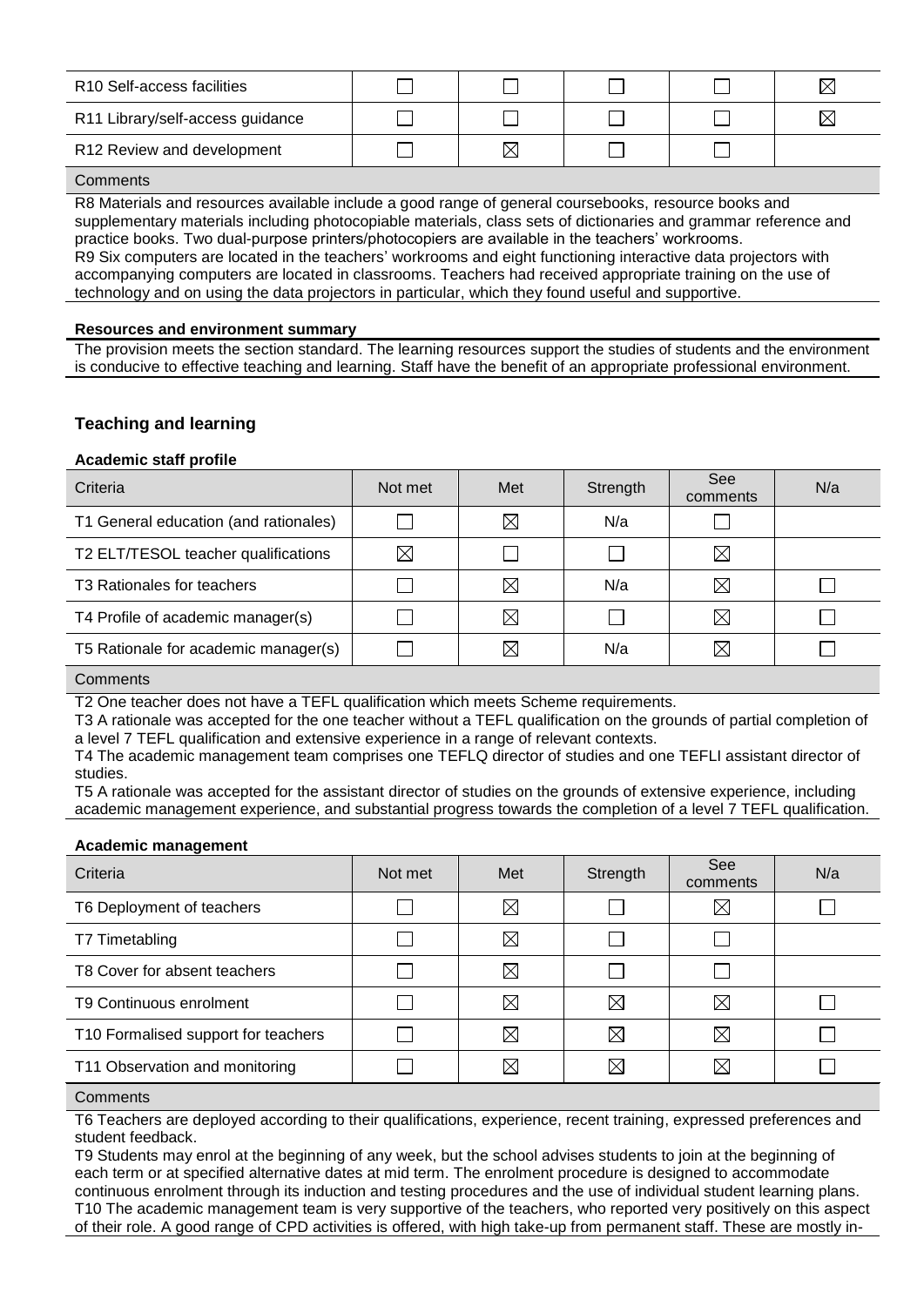| | | | | | |
|---|---|---|---|---|---|
| R10 Self-access facilities | ☐ | ☐ | ☐ | ☐ | ☒ |
| R11 Library/self-access guidance | ☐ | ☐ | ☐ | ☐ | ☒ |
| R12 Review and development | ☐ | ☒ | ☐ | ☐ | |

Comments

R8 Materials and resources available include a good range of general coursebooks, resource books and supplementary materials including photocopiable materials, class sets of dictionaries and grammar reference and practice books. Two dual-purpose printers/photocopiers are available in the teachers' workrooms.
R9 Six computers are located in the teachers' workrooms and eight functioning interactive data projectors with accompanying computers are located in classrooms. Teachers had received appropriate training on the use of technology and on using the data projectors in particular, which they found useful and supportive.

**Resources and environment summary**

The provision meets the section standard. The learning resources support the studies of students and the environment is conducive to effective teaching and learning. Staff have the benefit of an appropriate professional environment.

## Teaching and learning

**Academic staff profile**

| Criteria | Not met | Met | Strength | See comments | N/a |
|---|---|---|---|---|---|
| T1 General education (and rationales) | ☐ | ☒ | N/a | ☐ | |
| T2 ELT/TESOL teacher qualifications | ☒ | ☐ | ☐ | ☒ | |
| T3 Rationales for teachers | ☐ | ☒ | N/a | ☒ | ☐ |
| T4 Profile of academic manager(s) | ☐ | ☒ | ☐ | ☒ | ☐ |
| T5 Rationale for academic manager(s) | ☐ | ☒ | N/a | ☒ | ☐ |

Comments

T2 One teacher does not have a TEFL qualification which meets Scheme requirements.
T3 A rationale was accepted for the one teacher without a TEFL qualification on the grounds of partial completion of a level 7 TEFL qualification and extensive experience in a range of relevant contexts.
T4 The academic management team comprises one TEFLQ director of studies and one TEFLI assistant director of studies.
T5 A rationale was accepted for the assistant director of studies on the grounds of extensive experience, including academic management experience, and substantial progress towards the completion of a level 7 TEFL qualification.

**Academic management**

| Criteria | Not met | Met | Strength | See comments | N/a |
|---|---|---|---|---|---|
| T6 Deployment of teachers | ☐ | ☒ | ☐ | ☒ | ☐ |
| T7 Timetabling | ☐ | ☒ | ☐ | ☐ | |
| T8 Cover for absent teachers | ☐ | ☒ | ☐ | ☐ | |
| T9 Continuous enrolment | ☐ | ☒ | ☒ | ☒ | ☐ |
| T10 Formalised support for teachers | ☐ | ☒ | ☒ | ☒ | ☐ |
| T11 Observation and monitoring | ☐ | ☒ | ☒ | ☒ | ☐ |

Comments

T6 Teachers are deployed according to their qualifications, experience, recent training, expressed preferences and student feedback.
T9 Students may enrol at the beginning of any week, but the school advises students to join at the beginning of each term or at specified alternative dates at mid term. The enrolment procedure is designed to accommodate continuous enrolment through its induction and testing procedures and the use of individual student learning plans.
T10 The academic management team is very supportive of the teachers, who reported very positively on this aspect of their role. A good range of CPD activities is offered, with high take-up from permanent staff. These are mostly in-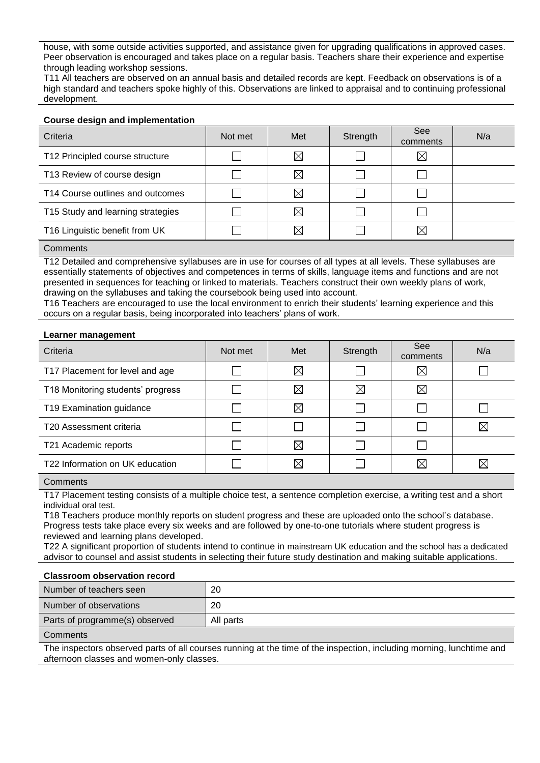house, with some outside activities supported, and assistance given for upgrading qualifications in approved cases. Peer observation is encouraged and takes place on a regular basis. Teachers share their experience and expertise through leading workshop sessions.

T11 All teachers are observed on an annual basis and detailed records are kept. Feedback on observations is of a high standard and teachers spoke highly of this. Observations are linked to appraisal and to continuing professional development.

**Course design and implementation**

| Criteria | Not met | Met | Strength | See comments | N/a |
|---|---|---|---|---|---|
| T12 Principled course structure | ☐ | ☒ | ☐ | ☒ | |
| T13 Review of course design | ☐ | ☒ | ☐ | ☐ | |
| T14 Course outlines and outcomes | ☐ | ☒ | ☐ | ☐ | |
| T15 Study and learning strategies | ☐ | ☒ | ☐ | ☐ | |
| T16 Linguistic benefit from UK | ☐ | ☒ | ☐ | ☒ | |

Comments

T12 Detailed and comprehensive syllabuses are in use for courses of all types at all levels. These syllabuses are essentially statements of objectives and competences in terms of skills, language items and functions and are not presented in sequences for teaching or linked to materials. Teachers construct their own weekly plans of work, drawing on the syllabuses and taking the coursebook being used into account.

T16 Teachers are encouraged to use the local environment to enrich their students' learning experience and this occurs on a regular basis, being incorporated into teachers' plans of work.

**Learner management**

| Criteria | Not met | Met | Strength | See comments | N/a |
|---|---|---|---|---|---|
| T17 Placement for level and age | ☐ | ☒ | ☐ | ☒ | ☐ |
| T18 Monitoring students' progress | ☐ | ☒ | ☒ | ☒ | |
| T19 Examination guidance | ☐ | ☒ | ☐ | ☐ | ☐ |
| T20 Assessment criteria | ☐ | ☐ | ☐ | ☐ | ☒ |
| T21 Academic reports | ☐ | ☒ | ☐ | ☐ | |
| T22 Information on UK education | ☐ | ☒ | ☐ | ☒ | ☒ |

Comments

T17 Placement testing consists of a multiple choice test, a sentence completion exercise, a writing test and a short individual oral test.

T18 Teachers produce monthly reports on student progress and these are uploaded onto the school's database. Progress tests take place every six weeks and are followed by one-to-one tutorials where student progress is reviewed and learning plans developed.

T22 A significant proportion of students intend to continue in mainstream UK education and the school has a dedicated advisor to counsel and assist students in selecting their future study destination and making suitable applications.

**Classroom observation record**

| | |
|---|---|
| Number of teachers seen | 20 |
| Number of observations | 20 |
| Parts of programme(s) observed | All parts |

Comments

The inspectors observed parts of all courses running at the time of the inspection, including morning, lunchtime and afternoon classes and women-only classes.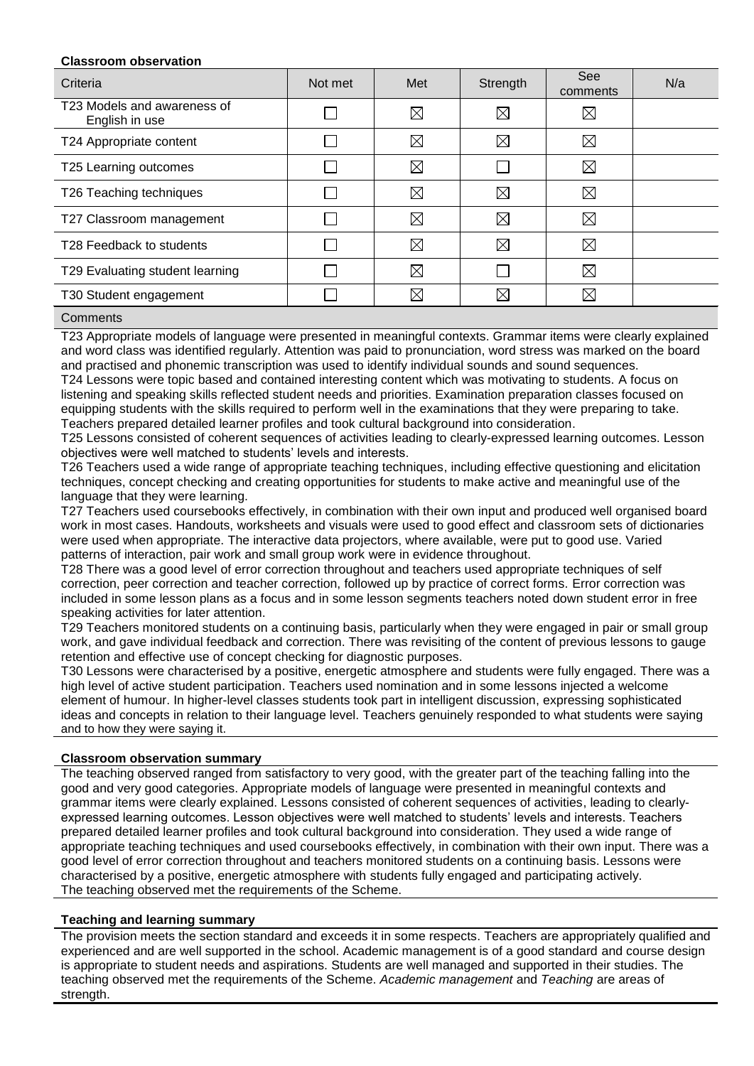**Classroom observation**

| Criteria | Not met | Met | Strength | See comments | N/a |
|---|---|---|---|---|---|
| T23 Models and awareness of English in use | ☐ | ☒ | ☒ | ☒ | |
| T24 Appropriate content | ☐ | ☒ | ☒ | ☒ | |
| T25 Learning outcomes | ☐ | ☒ | ☐ | ☒ | |
| T26 Teaching techniques | ☐ | ☒ | ☒ | ☒ | |
| T27 Classroom management | ☐ | ☒ | ☒ | ☒ | |
| T28 Feedback to students | ☐ | ☒ | ☒ | ☒ | |
| T29 Evaluating student learning | ☐ | ☒ | ☐ | ☒ | |
| T30 Student engagement | ☐ | ☒ | ☒ | ☒ | |

Comments

T23 Appropriate models of language were presented in meaningful contexts. Grammar items were clearly explained and word class was identified regularly. Attention was paid to pronunciation, word stress was marked on the board and practised and phonemic transcription was used to identify individual sounds and sound sequences.

T24 Lessons were topic based and contained interesting content which was motivating to students. A focus on listening and speaking skills reflected student needs and priorities. Examination preparation classes focused on equipping students with the skills required to perform well in the examinations that they were preparing to take. Teachers prepared detailed learner profiles and took cultural background into consideration.

T25 Lessons consisted of coherent sequences of activities leading to clearly-expressed learning outcomes. Lesson objectives were well matched to students' levels and interests.

T26 Teachers used a wide range of appropriate teaching techniques, including effective questioning and elicitation techniques, concept checking and creating opportunities for students to make active and meaningful use of the language that they were learning.

T27 Teachers used coursebooks effectively, in combination with their own input and produced well organised board work in most cases. Handouts, worksheets and visuals were used to good effect and classroom sets of dictionaries were used when appropriate. The interactive data projectors, where available, were put to good use. Varied patterns of interaction, pair work and small group work were in evidence throughout.

T28 There was a good level of error correction throughout and teachers used appropriate techniques of self correction, peer correction and teacher correction, followed up by practice of correct forms. Error correction was included in some lesson plans as a focus and in some lesson segments teachers noted down student error in free speaking activities for later attention.

T29 Teachers monitored students on a continuing basis, particularly when they were engaged in pair or small group work, and gave individual feedback and correction. There was revisiting of the content of previous lessons to gauge retention and effective use of concept checking for diagnostic purposes.

T30 Lessons were characterised by a positive, energetic atmosphere and students were fully engaged. There was a high level of active student participation. Teachers used nomination and in some lessons injected a welcome element of humour. In higher-level classes students took part in intelligent discussion, expressing sophisticated ideas and concepts in relation to their language level. Teachers genuinely responded to what students were saying and to how they were saying it.

**Classroom observation summary**

The teaching observed ranged from satisfactory to very good, with the greater part of the teaching falling into the good and very good categories. Appropriate models of language were presented in meaningful contexts and grammar items were clearly explained. Lessons consisted of coherent sequences of activities, leading to clearly-expressed learning outcomes. Lesson objectives were well matched to students' levels and interests. Teachers prepared detailed learner profiles and took cultural background into consideration. They used a wide range of appropriate teaching techniques and used coursebooks effectively, in combination with their own input. There was a good level of error correction throughout and teachers monitored students on a continuing basis. Lessons were characterised by a positive, energetic atmosphere with students fully engaged and participating actively.
The teaching observed met the requirements of the Scheme.

**Teaching and learning summary**

The provision meets the section standard and exceeds it in some respects. Teachers are appropriately qualified and experienced and are well supported in the school. Academic management is of a good standard and course design is appropriate to student needs and aspirations. Students are well managed and supported in their studies. The teaching observed met the requirements of the Scheme. *Academic management* and *Teaching* are areas of strength.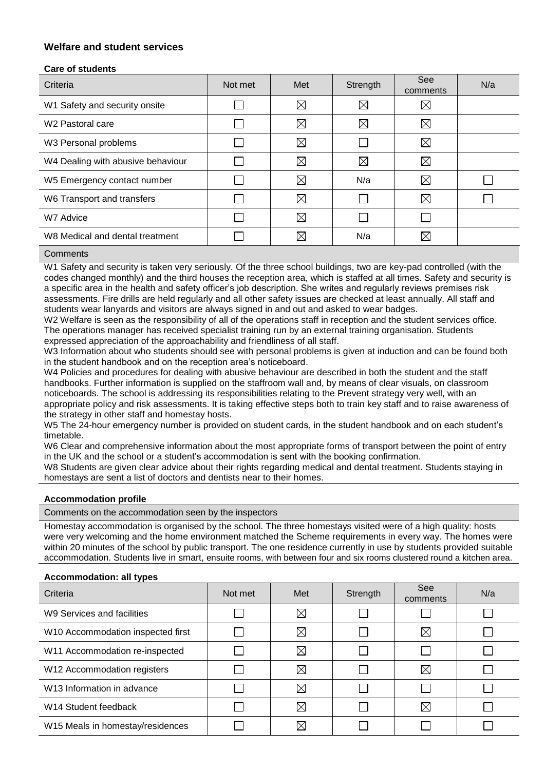## Welfare and student services

### Care of students

| Criteria | Not met | Met | Strength | See comments | N/a |
|---|---|---|---|---|---|
| W1 Safety and security onsite | ☐ | ☒ | ☒ | ☒ | |
| W2 Pastoral care | ☐ | ☒ | ☒ | ☒ | |
| W3 Personal problems | ☐ | ☒ | ☐ | ☒ | |
| W4 Dealing with abusive behaviour | ☐ | ☒ | ☒ | ☒ | |
| W5 Emergency contact number | ☐ | ☒ | N/a | ☒ | ☐ |
| W6 Transport and transfers | ☐ | ☒ | ☐ | ☒ | ☐ |
| W7 Advice | ☐ | ☒ | ☐ | ☐ | |
| W8 Medical and dental treatment | ☐ | ☒ | N/a | ☒ | |

**Comments**

W1 Safety and security is taken very seriously. Of the three school buildings, two are key-pad controlled (with the codes changed monthly) and the third houses the reception area, which is staffed at all times. Safety and security is a specific area in the health and safety officer's job description. She writes and regularly reviews premises risk assessments. Fire drills are held regularly and all other safety issues are checked at least annually. All staff and students wear lanyards and visitors are always signed in and out and asked to wear badges.

W2 Welfare is seen as the responsibility of all of the operations staff in reception and the student services office. The operations manager has received specialist training run by an external training organisation. Students expressed appreciation of the approachability and friendliness of all staff.

W3 Information about who students should see with personal problems is given at induction and can be found both in the student handbook and on the reception area's noticeboard.

W4 Policies and procedures for dealing with abusive behaviour are described in both the student and the staff handbooks. Further information is supplied on the staffroom wall and, by means of clear visuals, on classroom noticeboards. The school is addressing its responsibilities relating to the Prevent strategy very well, with an appropriate policy and risk assessments. It is taking effective steps both to train key staff and to raise awareness of the strategy in other staff and homestay hosts.

W5 The 24-hour emergency number is provided on student cards, in the student handbook and on each student's timetable.

W6 Clear and comprehensive information about the most appropriate forms of transport between the point of entry in the UK and the school or a student's accommodation is sent with the booking confirmation.

W8 Students are given clear advice about their rights regarding medical and dental treatment. Students staying in homestays are sent a list of doctors and dentists near to their homes.

### Accommodation profile

**Comments on the accommodation seen by the inspectors**

Homestay accommodation is organised by the school. The three homestays visited were of a high quality: hosts were very welcoming and the home environment matched the Scheme requirements in every way. The homes were within 20 minutes of the school by public transport. The one residence currently in use by students provided suitable accommodation. Students live in smart, ensuite rooms, with between four and six rooms clustered round a kitchen area.

### Accommodation: all types

| Criteria | Not met | Met | Strength | See comments | N/a |
|---|---|---|---|---|---|
| W9 Services and facilities | ☐ | ☒ | ☐ | ☐ | ☐ |
| W10 Accommodation inspected first | ☐ | ☒ | ☐ | ☒ | ☐ |
| W11 Accommodation re-inspected | ☐ | ☒ | ☐ | ☐ | ☐ |
| W12 Accommodation registers | ☐ | ☒ | ☐ | ☒ | ☐ |
| W13 Information in advance | ☐ | ☒ | ☐ | ☐ | ☐ |
| W14 Student feedback | ☐ | ☒ | ☐ | ☒ | ☐ |
| W15 Meals in homestay/residences | ☐ | ☒ | ☐ | ☐ | ☐ |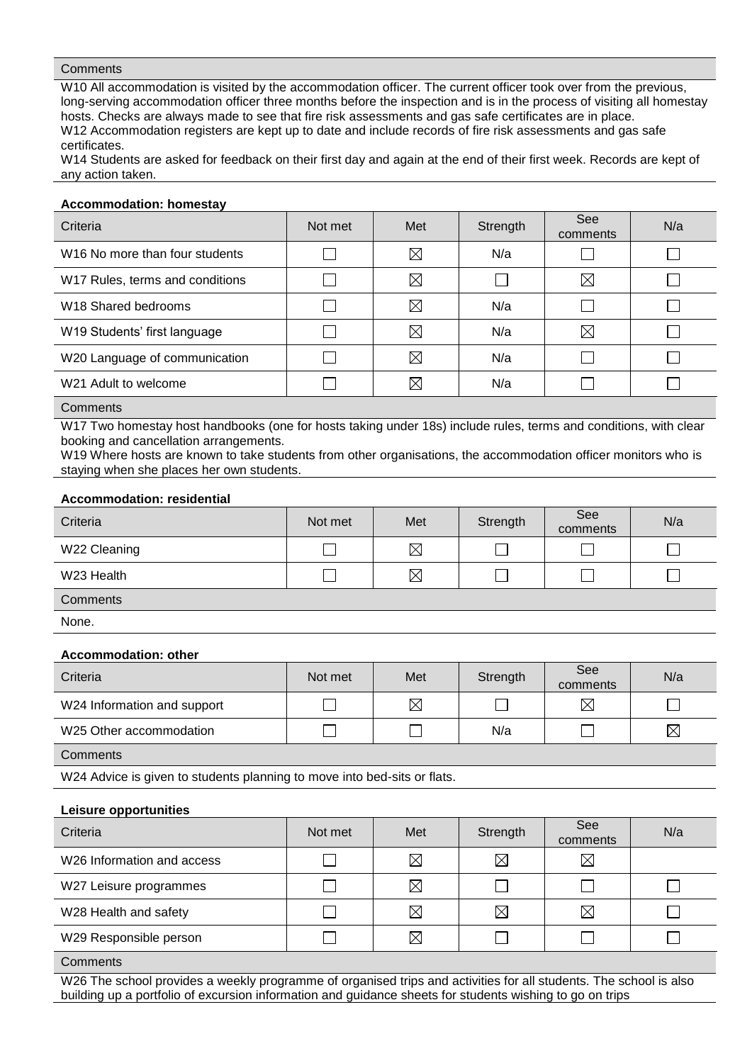Comments

W10 All accommodation is visited by the accommodation officer. The current officer took over from the previous, long-serving accommodation officer three months before the inspection and is in the process of visiting all homestay hosts. Checks are always made to see that fire risk assessments and gas safe certificates are in place.
W12 Accommodation registers are kept up to date and include records of fire risk assessments and gas safe certificates.
W14 Students are asked for feedback on their first day and again at the end of their first week. Records are kept of any action taken.

**Accommodation: homestay**

| Criteria | Not met | Met | Strength | See comments | N/a |
|---|---|---|---|---|---|
| W16 No more than four students | ☐ | ☒ | N/a | ☐ | ☐ |
| W17 Rules, terms and conditions | ☐ | ☒ | ☐ | ☒ | ☐ |
| W18 Shared bedrooms | ☐ | ☒ | N/a | ☐ | ☐ |
| W19 Students' first language | ☐ | ☒ | N/a | ☒ | ☐ |
| W20 Language of communication | ☐ | ☒ | N/a | ☐ | ☐ |
| W21 Adult to welcome | ☐ | ☒ | N/a | ☐ | ☐ |

Comments

W17 Two homestay host handbooks (one for hosts taking under 18s) include rules, terms and conditions, with clear booking and cancellation arrangements.
W19 Where hosts are known to take students from other organisations, the accommodation officer monitors who is staying when she places her own students.

**Accommodation: residential**

| Criteria | Not met | Met | Strength | See comments | N/a |
|---|---|---|---|---|---|
| W22 Cleaning | ☐ | ☒ | ☐ | ☐ | ☐ |
| W23 Health | ☐ | ☒ | ☐ | ☐ | ☐ |

Comments

None.

**Accommodation: other**

| Criteria | Not met | Met | Strength | See comments | N/a |
|---|---|---|---|---|---|
| W24 Information and support | ☐ | ☒ | ☐ | ☒ | ☐ |
| W25 Other accommodation | ☐ | ☐ | N/a | ☐ | ☒ |

Comments

W24 Advice is given to students planning to move into bed-sits or flats.

**Leisure opportunities**

| Criteria | Not met | Met | Strength | See comments | N/a |
|---|---|---|---|---|---|
| W26 Information and access | ☐ | ☒ | ☒ | ☒ | |
| W27 Leisure programmes | ☐ | ☒ | ☐ | ☐ | ☐ |
| W28 Health and safety | ☐ | ☒ | ☒ | ☒ | ☐ |
| W29 Responsible person | ☐ | ☒ | ☐ | ☐ | ☐ |

Comments

W26 The school provides a weekly programme of organised trips and activities for all students. The school is also building up a portfolio of excursion information and guidance sheets for students wishing to go on trips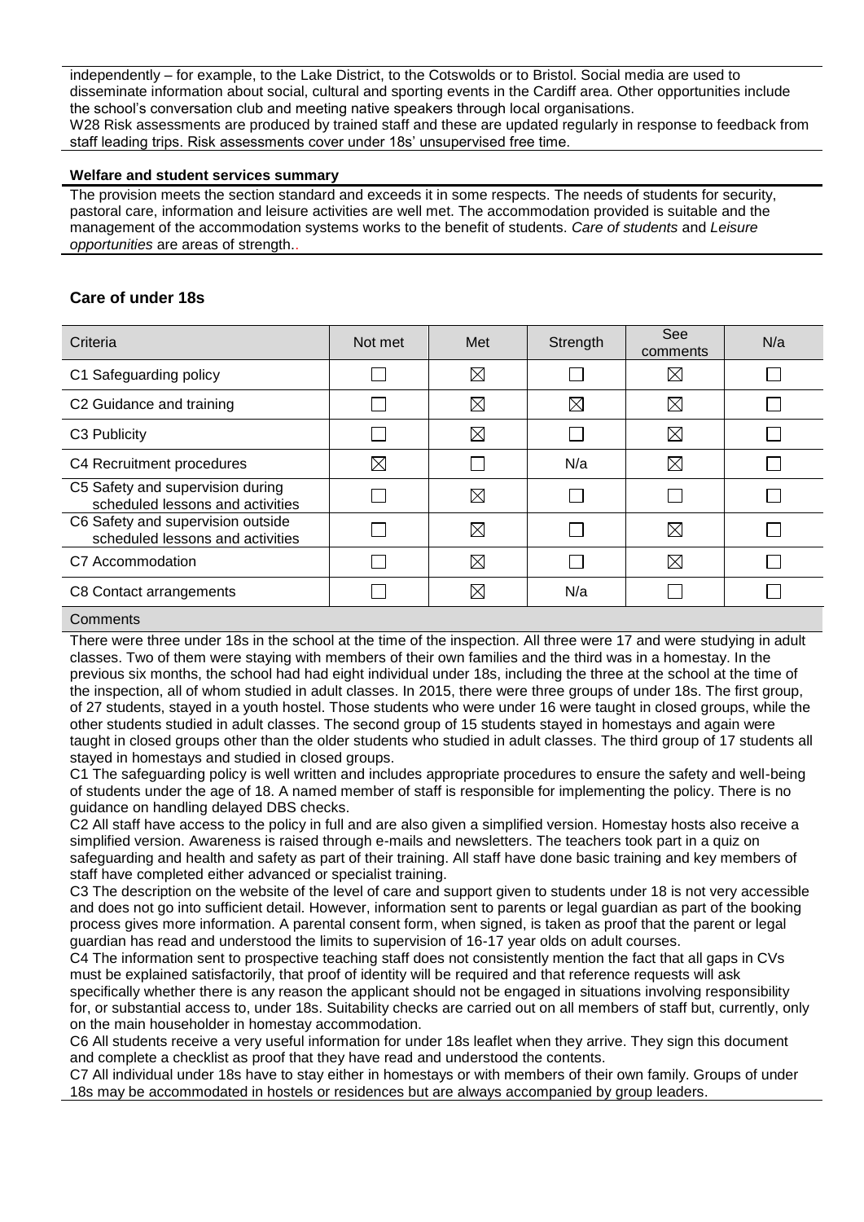independently – for example, to the Lake District, to the Cotswolds or to Bristol. Social media are used to disseminate information about social, cultural and sporting events in the Cardiff area. Other opportunities include the school's conversation club and meeting native speakers through local organisations.
W28 Risk assessments are produced by trained staff and these are updated regularly in response to feedback from staff leading trips. Risk assessments cover under 18s' unsupervised free time.

**Welfare and student services summary**

The provision meets the section standard and exceeds it in some respects. The needs of students for security, pastoral care, information and leisure activities are well met. The accommodation provided is suitable and the management of the accommodation systems works to the benefit of students. *Care of students* and *Leisure opportunities* are areas of strength..

## Care of under 18s

| Criteria | Not met | Met | Strength | See comments | N/a |
|---|---|---|---|---|---|
| C1 Safeguarding policy | ☐ | ☒ | ☐ | ☒ | ☐ |
| C2 Guidance and training | ☐ | ☒ | ☒ | ☒ | ☐ |
| C3 Publicity | ☐ | ☒ | ☐ | ☒ | ☐ |
| C4 Recruitment procedures | ☒ | ☐ | N/a | ☒ | ☐ |
| C5 Safety and supervision during scheduled lessons and activities | ☐ | ☒ | ☐ | ☐ | ☐ |
| C6 Safety and supervision outside scheduled lessons and activities | ☐ | ☒ | ☐ | ☒ | ☐ |
| C7 Accommodation | ☐ | ☒ | ☐ | ☒ | ☐ |
| C8 Contact arrangements | ☐ | ☒ | N/a | ☐ | ☐ |

**Comments**

There were three under 18s in the school at the time of the inspection. All three were 17 and were studying in adult classes. Two of them were staying with members of their own families and the third was in a homestay. In the previous six months, the school had had eight individual under 18s, including the three at the school at the time of the inspection, all of whom studied in adult classes. In 2015, there were three groups of under 18s. The first group, of 27 students, stayed in a youth hostel. Those students who were under 16 were taught in closed groups, while the other students studied in adult classes. The second group of 15 students stayed in homestays and again were taught in closed groups other than the older students who studied in adult classes. The third group of 17 students all stayed in homestays and studied in closed groups.

C1 The safeguarding policy is well written and includes appropriate procedures to ensure the safety and well-being of students under the age of 18. A named member of staff is responsible for implementing the policy. There is no guidance on handling delayed DBS checks.

C2 All staff have access to the policy in full and are also given a simplified version. Homestay hosts also receive a simplified version. Awareness is raised through e-mails and newsletters. The teachers took part in a quiz on safeguarding and health and safety as part of their training. All staff have done basic training and key members of staff have completed either advanced or specialist training.

C3 The description on the website of the level of care and support given to students under 18 is not very accessible and does not go into sufficient detail. However, information sent to parents or legal guardian as part of the booking process gives more information. A parental consent form, when signed, is taken as proof that the parent or legal guardian has read and understood the limits to supervision of 16-17 year olds on adult courses.

C4 The information sent to prospective teaching staff does not consistently mention the fact that all gaps in CVs must be explained satisfactorily, that proof of identity will be required and that reference requests will ask specifically whether there is any reason the applicant should not be engaged in situations involving responsibility for, or substantial access to, under 18s. Suitability checks are carried out on all members of staff but, currently, only on the main householder in homestay accommodation.

C6 All students receive a very useful information for under 18s leaflet when they arrive. They sign this document and complete a checklist as proof that they have read and understood the contents.

C7 All individual under 18s have to stay either in homestays or with members of their own family. Groups of under 18s may be accommodated in hostels or residences but are always accompanied by group leaders.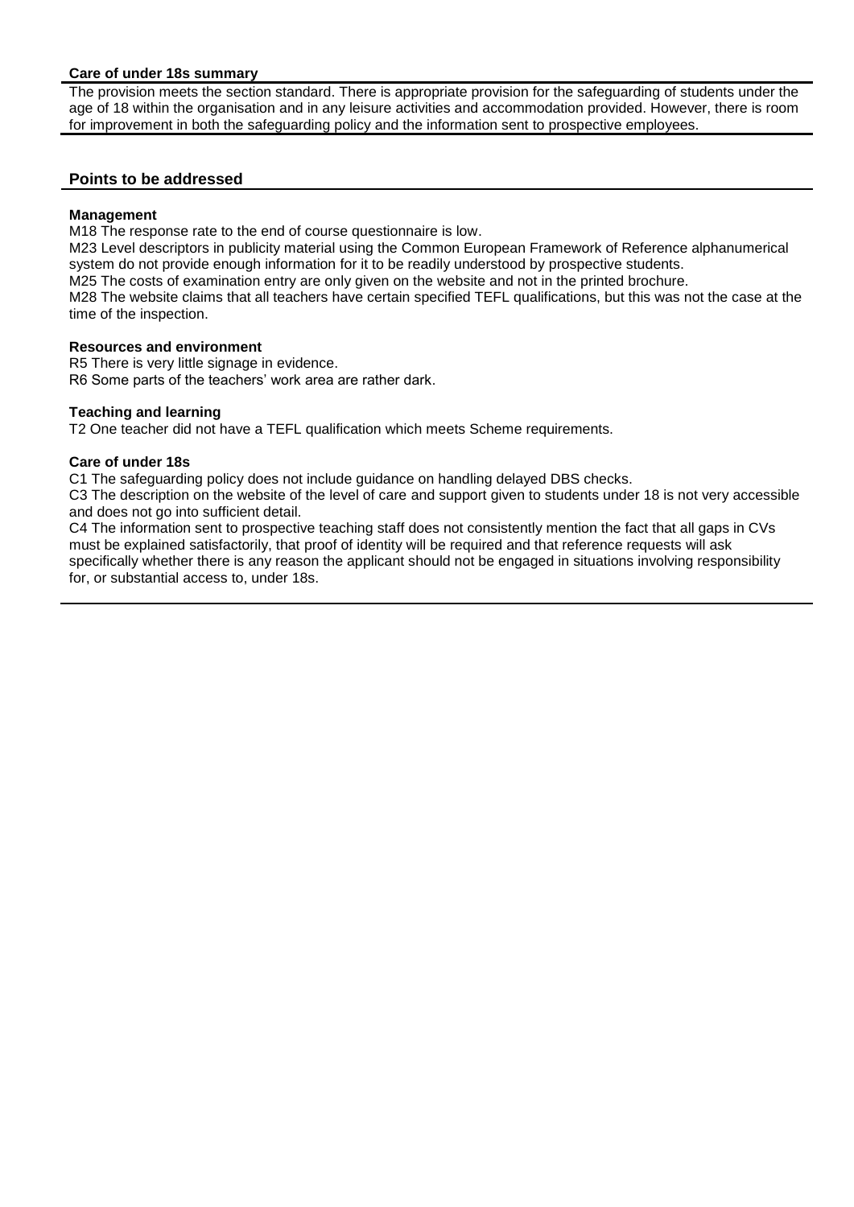**Care of under 18s summary**

The provision meets the section standard. There is appropriate provision for the safeguarding of students under the age of 18 within the organisation and in any leisure activities and accommodation provided. However, there is room for improvement in both the safeguarding policy and the information sent to prospective employees.

## Points to be addressed

**Management**

M18 The response rate to the end of course questionnaire is low.

M23 Level descriptors in publicity material using the Common European Framework of Reference alphanumerical system do not provide enough information for it to be readily understood by prospective students.

M25 The costs of examination entry are only given on the website and not in the printed brochure.

M28 The website claims that all teachers have certain specified TEFL qualifications, but this was not the case at the time of the inspection.

**Resources and environment**

R5 There is very little signage in evidence.

R6 Some parts of the teachers' work area are rather dark.

**Teaching and learning**

T2 One teacher did not have a TEFL qualification which meets Scheme requirements.

**Care of under 18s**

C1 The safeguarding policy does not include guidance on handling delayed DBS checks.

C3 The description on the website of the level of care and support given to students under 18 is not very accessible and does not go into sufficient detail.

C4 The information sent to prospective teaching staff does not consistently mention the fact that all gaps in CVs must be explained satisfactorily, that proof of identity will be required and that reference requests will ask specifically whether there is any reason the applicant should not be engaged in situations involving responsibility for, or substantial access to, under 18s.